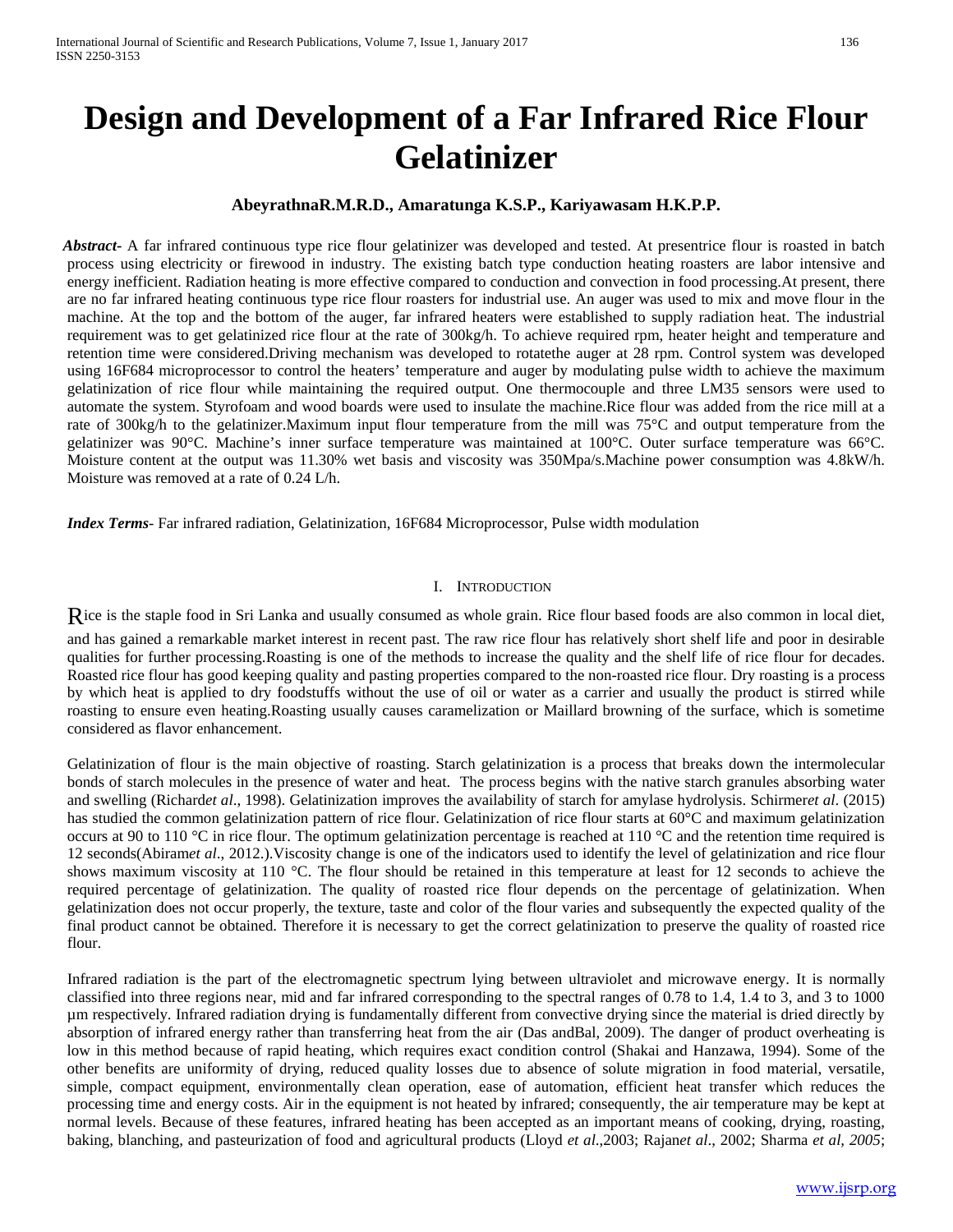# Design and Development of a Far Infrared Rice Flour Gelatinizer

**AbeyrathnaR.M.R.D., Amaratunga K.S.P., Kariyawasam H.K.P.P.**

***Abstract***- A far infrared continuous type rice flour gelatinizer was developed and tested. At presentrice flour is roasted in batch process using electricity or firewood in industry. The existing batch type conduction heating roasters are labor intensive and energy inefficient. Radiation heating is more effective compared to conduction and convection in food processing.At present, there are no far infrared heating continuous type rice flour roasters for industrial use. An auger was used to mix and move flour in the machine. At the top and the bottom of the auger, far infrared heaters were established to supply radiation heat. The industrial requirement was to get gelatinized rice flour at the rate of 300kg/h. To achieve required rpm, heater height and temperature and retention time were considered.Driving mechanism was developed to rotatethe auger at 28 rpm. Control system was developed using 16F684 microprocessor to control the heaters' temperature and auger by modulating pulse width to achieve the maximum gelatinization of rice flour while maintaining the required output. One thermocouple and three LM35 sensors were used to automate the system. Styrofoam and wood boards were used to insulate the machine.Rice flour was added from the rice mill at a rate of 300kg/h to the gelatinizer.Maximum input flour temperature from the mill was 75°C and output temperature from the gelatinizer was 90°C. Machine's inner surface temperature was maintained at 100°C. Outer surface temperature was 66°C. Moisture content at the output was 11.30% wet basis and viscosity was 350Mpa/s.Machine power consumption was 4.8kW/h. Moisture was removed at a rate of 0.24 L/h.

***Index Terms***- Far infrared radiation, Gelatinization, 16F684 Microprocessor, Pulse width modulation

## I. Introduction

Rice is the staple food in Sri Lanka and usually consumed as whole grain. Rice flour based foods are also common in local diet, and has gained a remarkable market interest in recent past. The raw rice flour has relatively short shelf life and poor in desirable qualities for further processing.Roasting is one of the methods to increase the quality and the shelf life of rice flour for decades. Roasted rice flour has good keeping quality and pasting properties compared to the non-roasted rice flour. Dry roasting is a process by which heat is applied to dry foodstuffs without the use of oil or water as a carrier and usually the product is stirred while roasting to ensure even heating.Roasting usually causes caramelization or Maillard browning of the surface, which is sometime considered as flavor enhancement.

Gelatinization of flour is the main objective of roasting. Starch gelatinization is a process that breaks down the intermolecular bonds of starch molecules in the presence of water and heat. The process begins with the native starch granules absorbing water and swelling (Richard*et al*., 1998). Gelatinization improves the availability of starch for amylase hydrolysis. Schirmer*et al*. (2015) has studied the common gelatinization pattern of rice flour. Gelatinization of rice flour starts at 60°C and maximum gelatinization occurs at 90 to 110 °C in rice flour. The optimum gelatinization percentage is reached at 110 °C and the retention time required is 12 seconds(Abiram*et al*., 2012.).Viscosity change is one of the indicators used to identify the level of gelatinization and rice flour shows maximum viscosity at 110 °C. The flour should be retained in this temperature at least for 12 seconds to achieve the required percentage of gelatinization. The quality of roasted rice flour depends on the percentage of gelatinization. When gelatinization does not occur properly, the texture, taste and color of the flour varies and subsequently the expected quality of the final product cannot be obtained. Therefore it is necessary to get the correct gelatinization to preserve the quality of roasted rice flour.

Infrared radiation is the part of the electromagnetic spectrum lying between ultraviolet and microwave energy. It is normally classified into three regions near, mid and far infrared corresponding to the spectral ranges of 0.78 to 1.4, 1.4 to 3, and 3 to 1000 µm respectively. Infrared radiation drying is fundamentally different from convective drying since the material is dried directly by absorption of infrared energy rather than transferring heat from the air (Das andBal, 2009). The danger of product overheating is low in this method because of rapid heating, which requires exact condition control (Shakai and Hanzawa, 1994). Some of the other benefits are uniformity of drying, reduced quality losses due to absence of solute migration in food material, versatile, simple, compact equipment, environmentally clean operation, ease of automation, efficient heat transfer which reduces the processing time and energy costs. Air in the equipment is not heated by infrared; consequently, the air temperature may be kept at normal levels. Because of these features, infrared heating has been accepted as an important means of cooking, drying, roasting, baking, blanching, and pasteurization of food and agricultural products (Lloyd *et al*.,2003; Rajan*et al*., 2002; Sharma *et al, 2005*;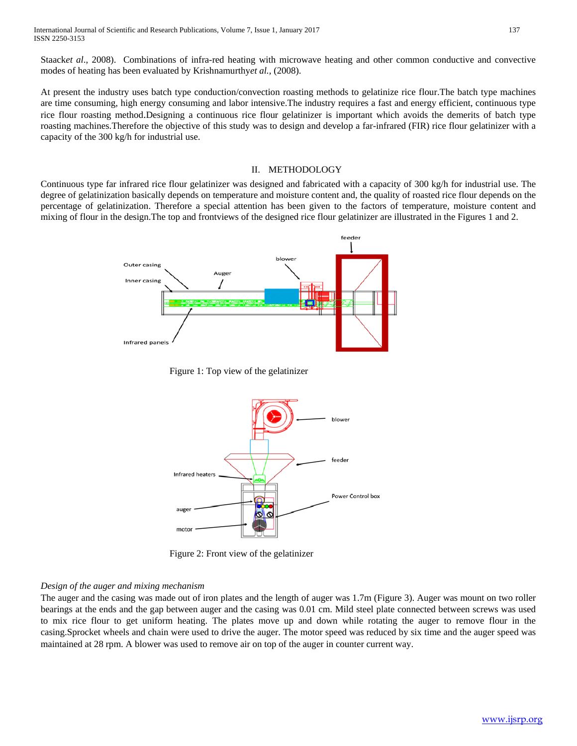Staacket al., 2008). Combinations of infra-red heating with microwave heating and other common conductive and convective modes of heating has been evaluated by Krishnamurthyet al., (2008).

At present the industry uses batch type conduction/convection roasting methods to gelatinize rice flour.The batch type machines are time consuming, high energy consuming and labor intensive.The industry requires a fast and energy efficient, continuous type rice flour roasting method.Designing a continuous rice flour gelatinizer is important which avoids the demerits of batch type roasting machines.Therefore the objective of this study was to design and develop a far-infrared (FIR) rice flour gelatinizer with a capacity of the 300 kg/h for industrial use.

## II. METHODOLOGY

Continuous type far infrared rice flour gelatinizer was designed and fabricated with a capacity of 300 kg/h for industrial use. The degree of gelatinization basically depends on temperature and moisture content and, the quality of roasted rice flour depends on the percentage of gelatinization. Therefore a special attention has been given to the factors of temperature, moisture content and mixing of flour in the design.The top and frontviews of the designed rice flour gelatinizer are illustrated in the Figures 1 and 2.

Figure 1: Top view of the gelatinizer

Figure 2: Front view of the gelatinizer

*Design of the auger and mixing mechanism*

The auger and the casing was made out of iron plates and the length of auger was 1.7m (Figure 3). Auger was mount on two roller bearings at the ends and the gap between auger and the casing was 0.01 cm. Mild steel plate connected between screws was used to mix rice flour to get uniform heating. The plates move up and down while rotating the auger to remove flour in the casing.Sprocket wheels and chain were used to drive the auger. The motor speed was reduced by six time and the auger speed was maintained at 28 rpm. A blower was used to remove air on top of the auger in counter current way.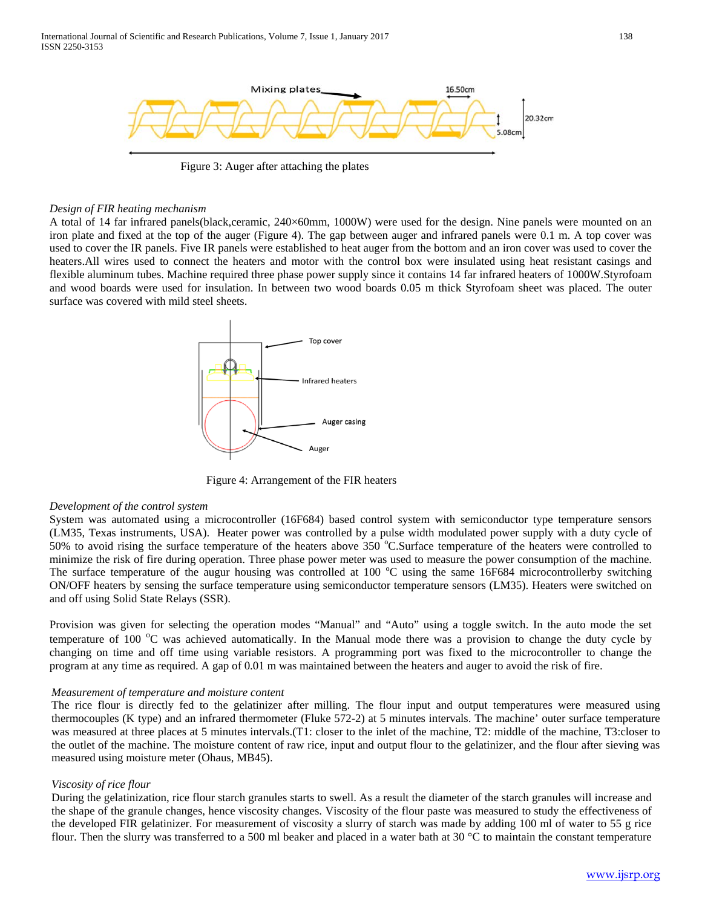Figure 3: Auger after attaching the plates

*Design of FIR heating mechanism*

A total of 14 far infrared panels(black,ceramic, 240×60mm, 1000W) were used for the design. Nine panels were mounted on an iron plate and fixed at the top of the auger (Figure 4). The gap between auger and infrared panels were 0.1 m. A top cover was used to cover the IR panels. Five IR panels were established to heat auger from the bottom and an iron cover was used to cover the heaters.All wires used to connect the heaters and motor with the control box were insulated using heat resistant casings and flexible aluminum tubes. Machine required three phase power supply since it contains 14 far infrared heaters of 1000W.Styrofoam and wood boards were used for insulation. In between two wood boards 0.05 m thick Styrofoam sheet was placed. The outer surface was covered with mild steel sheets.

Figure 4: Arrangement of the FIR heaters

*Development of the control system*

System was automated using a microcontroller (16F684) based control system with semiconductor type temperature sensors (LM35, Texas instruments, USA). Heater power was controlled by a pulse width modulated power supply with a duty cycle of 50% to avoid rising the surface temperature of the heaters above 350 $^{o}$C.Surface temperature of the heaters were controlled to minimize the risk of fire during operation. Three phase power meter was used to measure the power consumption of the machine. The surface temperature of the augur housing was controlled at 100 $^{o}$C using the same 16F684 microcontrollerby switching ON/OFF heaters by sensing the surface temperature using semiconductor temperature sensors (LM35). Heaters were switched on and off using Solid State Relays (SSR).

Provision was given for selecting the operation modes "Manual" and "Auto" using a toggle switch. In the auto mode the set temperature of 100 $^{o}$C was achieved automatically. In the Manual mode there was a provision to change the duty cycle by changing on time and off time using variable resistors. A programming port was fixed to the microcontroller to change the program at any time as required. A gap of 0.01 m was maintained between the heaters and auger to avoid the risk of fire.

*Measurement of temperature and moisture content*

The rice flour is directly fed to the gelatinizer after milling. The flour input and output temperatures were measured using thermocouples (K type) and an infrared thermometer (Fluke 572-2) at 5 minutes intervals. The machine' outer surface temperature was measured at three places at 5 minutes intervals.(T1: closer to the inlet of the machine, T2: middle of the machine, T3:closer to the outlet of the machine. The moisture content of raw rice, input and output flour to the gelatinizer, and the flour after sieving was measured using moisture meter (Ohaus, MB45).

*Viscosity of rice flour*

During the gelatinization, rice flour starch granules starts to swell. As a result the diameter of the starch granules will increase and the shape of the granule changes, hence viscosity changes. Viscosity of the flour paste was measured to study the effectiveness of the developed FIR gelatinizer. For measurement of viscosity a slurry of starch was made by adding 100 ml of water to 55 g rice flour. Then the slurry was transferred to a 500 ml beaker and placed in a water bath at 30 °C to maintain the constant temperature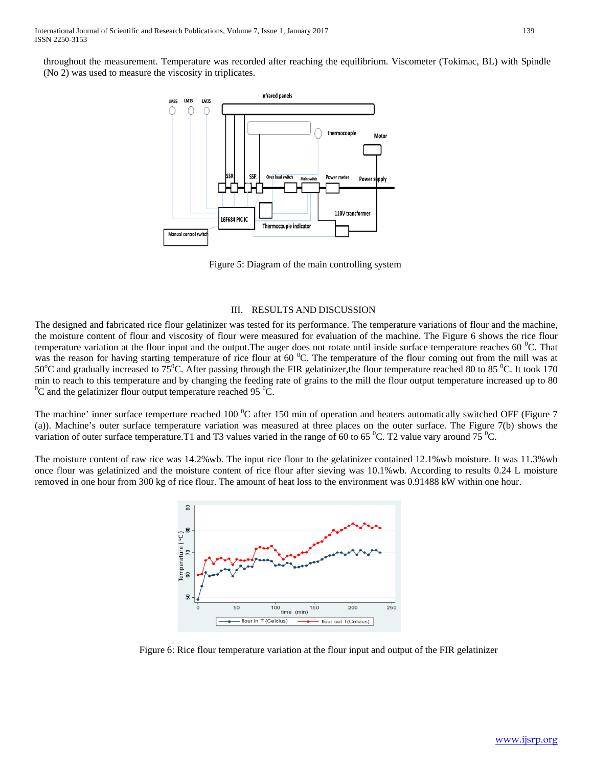throughout the measurement. Temperature was recorded after reaching the equilibrium. Viscometer (Tokimac, BL) with Spindle (No 2) was used to measure the viscosity in triplicates.

Figure 5: Diagram of the main controlling system

## III. RESULTS AND DISCUSSION

The designed and fabricated rice flour gelatinizer was tested for its performance. The temperature variations of flour and the machine, the moisture content of flour and viscosity of flour were measured for evaluation of the machine. The Figure 6 shows the rice flour temperature variation at the flour input and the output.The auger does not rotate until inside surface temperature reaches 60 $^{0}$C. That was the reason for having starting temperature of rice flour at 60 $^{0}$C. The temperature of the flour coming out from the mill was at 50$^{o}$C and gradually increased to 75$^{0}$C. After passing through the FIR gelatinizer,the flour temperature reached 80 to 85 $^{0}$C. It took 170 min to reach to this temperature and by changing the feeding rate of grains to the mill the flour output temperature increased up to 80 $^{0}$C and the gelatinizer flour output temperature reached 95 $^{0}$C.

The machine' inner surface temperture reached 100 $^{0}$C after 150 min of operation and heaters automatically switched OFF (Figure 7 (a)). Machine's outer surface temperature variation was measured at three places on the outer surface. The Figure 7(b) shows the variation of outer surface temperature.T1 and T3 values varied in the range of 60 to 65 $^{0}$C. T2 value vary around 75 $^{0}$C.

The moisture content of raw rice was 14.2%wb. The input rice flour to the gelatinizer contained 12.1%wb moisture. It was 11.3%wb once flour was gelatinized and the moisture content of rice flour after sieving was 10.1%wb. According to results 0.24 L moisture removed in one hour from 300 kg of rice flour. The amount of heat loss to the environment was 0.91488 kW within one hour.

Figure 6: Rice flour temperature variation at the flour input and output of the FIR gelatinizer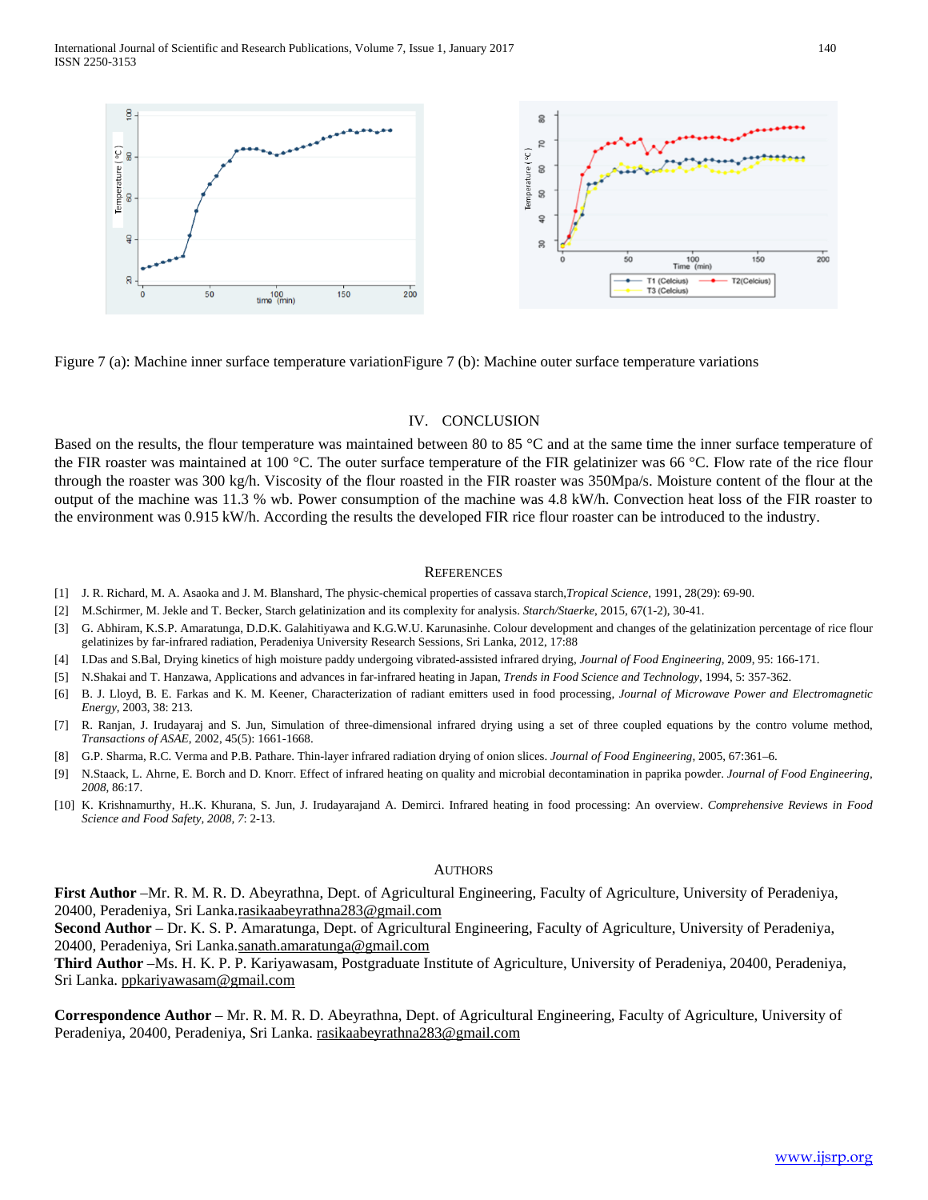Temperature ( °C )

20 40 60 80 100

0 50 100 150 200

time (min)

Temperature ( °C )

30 40 50 60 70 80

0 50 100 150 200

Time (min)

T1 (Celcius) T2(Celcius) T3 (Celcius)

Figure 7 (a): Machine inner surface temperature variationFigure 7 (b): Machine outer surface temperature variations

## IV. CONCLUSION

Based on the results, the flour temperature was maintained between 80 to 85 °C and at the same time the inner surface temperature of the FIR roaster was maintained at 100 °C. The outer surface temperature of the FIR gelatinizer was 66 °C. Flow rate of the rice flour through the roaster was 300 kg/h. Viscosity of the flour roasted in the FIR roaster was 350Mpa/s. Moisture content of the flour at the output of the machine was 11.3 % wb. Power consumption of the machine was 4.8 kW/h. Convection heat loss of the FIR roaster to the environment was 0.915 kW/h. According the results the developed FIR rice flour roaster can be introduced to the industry.

## REFERENCES

[1] J. R. Richard, M. A. Asaoka and J. M. Blanshard, The physic-chemical properties of cassava starch,*Tropical Science*, 1991, 28(29): 69-90.

[2] M.Schirmer, M. Jekle and T. Becker, Starch gelatinization and its complexity for analysis. *Starch/Staerke*, 2015, 67(1-2), 30-41.

[3] G. Abhiram, K.S.P. Amaratunga, D.D.K. Galahitiyawa and K.G.W.U. Karunasinhe. Colour development and changes of the gelatinization percentage of rice flour gelatinizes by far-infrared radiation, Peradeniya University Research Sessions, Sri Lanka, 2012, 17:88

[4] I.Das and S.Bal, Drying kinetics of high moisture paddy undergoing vibrated-assisted infrared drying, *Journal of Food Engineering*, 2009, 95: 166-171.

[5] N.Shakai and T. Hanzawa, Applications and advances in far-infrared heating in Japan, *Trends in Food Science and Technology*, 1994, 5: 357-362.

[6] B. J. Lloyd, B. E. Farkas and K. M. Keener, Characterization of radiant emitters used in food processing, *Journal of Microwave Power and Electromagnetic Energy*, 2003, 38: 213.

[7] R. Ranjan, J. Irudayaraj and S. Jun, Simulation of three-dimensional infrared drying using a set of three coupled equations by the contro volume method, *Transactions of ASAE*, 2002, 45(5): 1661-1668.

[8] G.P. Sharma, R.C. Verma and P.B. Pathare. Thin-layer infrared radiation drying of onion slices. *Journal of Food Engineering*, 2005, 67:361–6.

[9] N.Staack, L. Ahrne, E. Borch and D. Knorr. Effect of infrared heating on quality and microbial decontamination in paprika powder. *Journal of Food Engineering, 2008*, 86:17.

[10] K. Krishnamurthy, H..K. Khurana, S. Jun, J. Irudayarajand A. Demirci. Infrared heating in food processing: An overview. *Comprehensive Reviews in Food Science and Food Safety, 2008, 7*: 2-13.

## AUTHORS

**First Author** –Mr. R. M. R. D. Abeyrathna, Dept. of Agricultural Engineering, Faculty of Agriculture, University of Peradeniya, 20400, Peradeniya, Sri Lanka.rasikaabeyrathna283@gmail.com

**Second Author** – Dr. K. S. P. Amaratunga, Dept. of Agricultural Engineering, Faculty of Agriculture, University of Peradeniya, 20400, Peradeniya, Sri Lanka.sanath.amaratunga@gmail.com

**Third Author** –Ms. H. K. P. P. Kariyawasam, Postgraduate Institute of Agriculture, University of Peradeniya, 20400, Peradeniya, Sri Lanka. ppkariyawasam@gmail.com

**Correspondence Author** – Mr. R. M. R. D. Abeyrathna, Dept. of Agricultural Engineering, Faculty of Agriculture, University of Peradeniya, 20400, Peradeniya, Sri Lanka. rasikaabeyrathna283@gmail.com